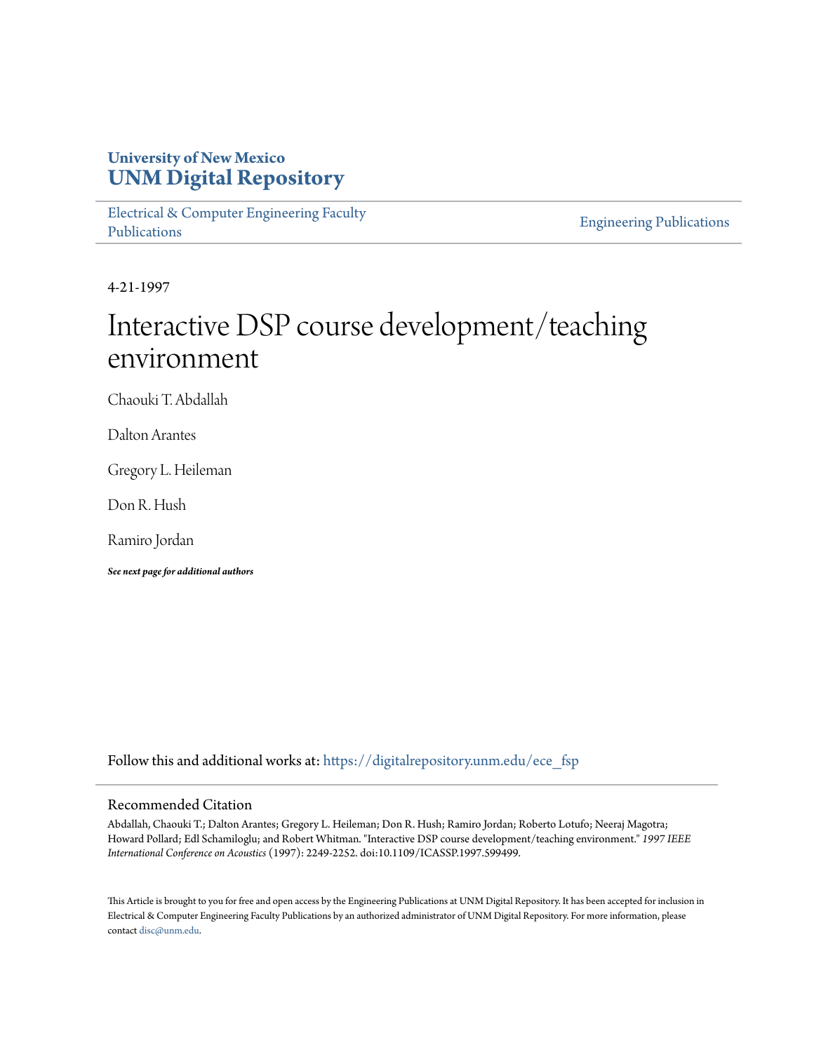University of New Mexico
**UNM Digital Repository**

Electrical & Computer Engineering Faculty Publications

Engineering Publications

4-21-1997

# Interactive DSP course development/teaching environment

Chaouki T. Abdallah

Dalton Arantes

Gregory L. Heileman

Don R. Hush

Ramiro Jordan

***See next page for additional authors***

Follow this and additional works at: https://digitalrepository.unm.edu/ece_fsp

## Recommended Citation

Abdallah, Chaouki T.; Dalton Arantes; Gregory L. Heileman; Don R. Hush; Ramiro Jordan; Roberto Lotufo; Neeraj Magotra; Howard Pollard; Edl Schamiloglu; and Robert Whitman. "Interactive DSP course development/teaching environment." *1997 IEEE International Conference on Acoustics* (1997): 2249-2252. doi:10.1109/ICASSP.1997.599499.

This Article is brought to you for free and open access by the Engineering Publications at UNM Digital Repository. It has been accepted for inclusion in Electrical & Computer Engineering Faculty Publications by an authorized administrator of UNM Digital Repository. For more information, please contact disc@unm.edu.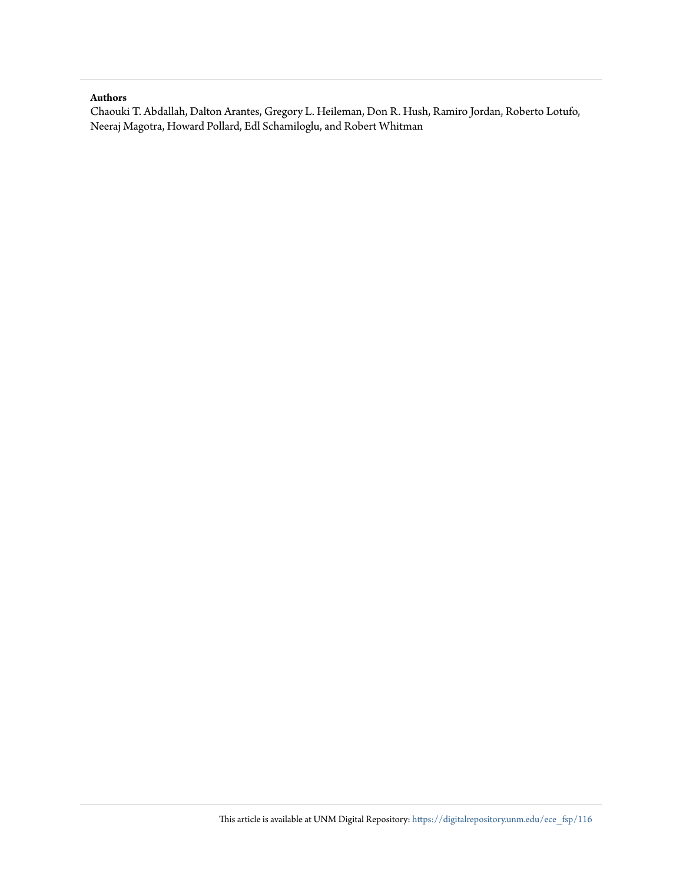**Authors**

Chaouki T. Abdallah, Dalton Arantes, Gregory L. Heileman, Don R. Hush, Ramiro Jordan, Roberto Lotufo, Neeraj Magotra, Howard Pollard, Edl Schamiloglu, and Robert Whitman

This article is available at UNM Digital Repository: https://digitalrepository.unm.edu/ece_fsp/116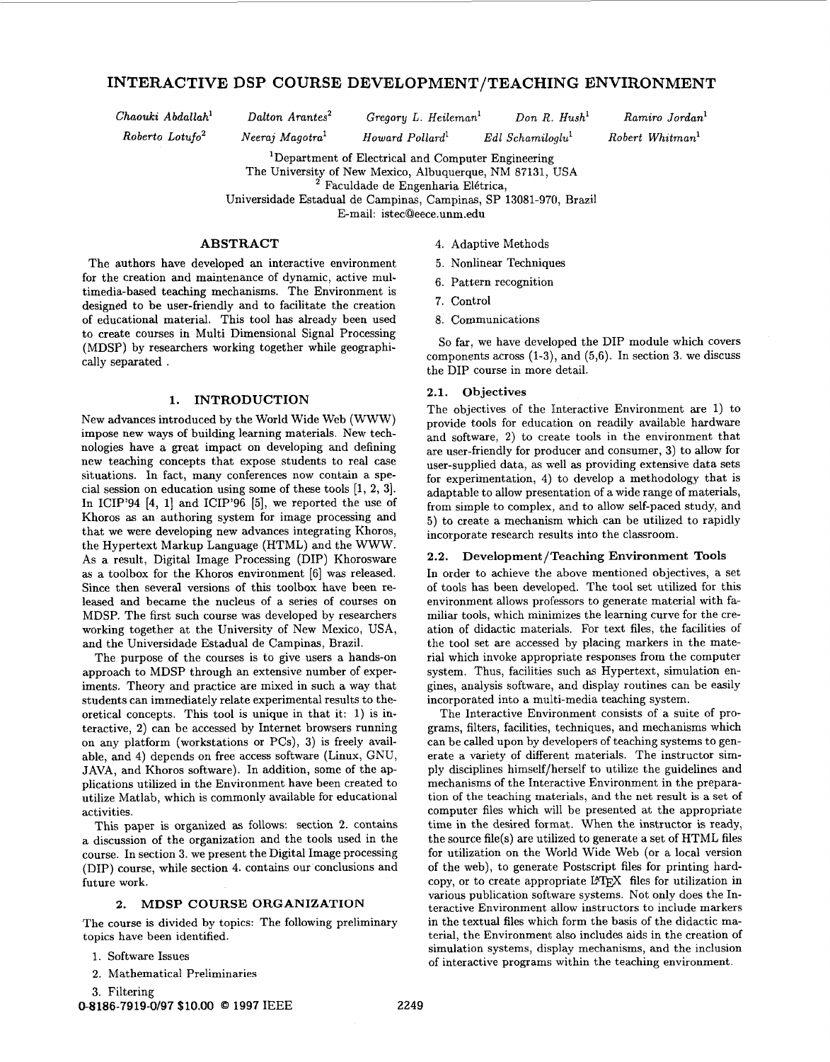# INTERACTIVE DSP COURSE DEVELOPMENT/TEACHING ENVIRONMENT

*Chaouki Abdallah*[1] *Dalton Arantes*[2] *Gregory L. Heileman*[1] *Don R. Hush*[1] *Ramiro Jordan*[1]
*Roberto Lotufo*[2] *Neeraj Magotra*[1] *Howard Pollard*[1] *Edl Schamiloglu*[1] *Robert Whitman*[1]

[1]Department of Electrical and Computer Engineering
The University of New Mexico, Albuquerque, NM 87131, USA
[2] Faculdade de Engenharia Elétrica,
Universidade Estadual de Campinas, Campinas, SP 13081-970, Brazil
E-mail: istec@eece.unm.edu

## ABSTRACT

The authors have developed an interactive environment for the creation and maintenance of dynamic, active multimedia-based teaching mechanisms. The Environment is designed to be user-friendly and to facilitate the creation of educational material. This tool has already been used to create courses in Multi Dimensional Signal Processing (MDSP) by researchers working together while geographically separated .

## 1. INTRODUCTION

New advances introduced by the World Wide Web (WWW) impose new ways of building learning materials. New technologies have a great impact on developing and defining new teaching concepts that expose students to real case situations. In fact, many conferences now contain a special session on education using some of these tools [1, 2, 3]. In ICIP'94 [4, 1] and ICIP'96 [5], we reported the use of Khoros as an authoring system for image processing and that we were developing new advances integrating Khoros, the Hypertext Markup Language (HTML) and the WWW. As a result, Digital Image Processing (DIP) Khorosware as a toolbox for the Khoros environment [6] was released. Since then several versions of this toolbox have been released and became the nucleus of a series of courses on MDSP. The first such course was developed by researchers working together at the University of New Mexico, USA, and the Universidade Estadual de Campinas, Brazil.

The purpose of the courses is to give users a hands-on approach to MDSP through an extensive number of experiments. Theory and practice are mixed in such a way that students can immediately relate experimental results to theoretical concepts. This tool is unique in that it: 1) is interactive, 2) can be accessed by Internet browsers running on any platform (workstations or PCs), 3) is freely available, and 4) depends on free access software (Linux, GNU, JAVA, and Khoros software). In addition, some of the applications utilized in the Environment have been created to utilize Matlab, which is commonly available for educational activities.

This paper is organized as follows: section 2. contains a discussion of the organization and the tools used in the course. In section 3. we present the Digital Image processing (DIP) course, while section 4. contains our conclusions and future work.

## 2. MDSP COURSE ORGANIZATION

The course is divided by topics: The following preliminary topics have been identified.

1. Software Issues
2. Mathematical Preliminaries
3. Filtering
4. Adaptive Methods
5. Nonlinear Techniques
6. Pattern recognition
7. Control
8. Communications

So far, we have developed the DIP module which covers components across (1-3), and (5,6). In section 3. we discuss the DIP course in more detail.

### 2.1. Objectives

The objectives of the Interactive Environment are 1) to provide tools for education on readily available hardware and software, 2) to create tools in the environment that are user-friendly for producer and consumer, 3) to allow for user-supplied data, as well as providing extensive data sets for experimentation, 4) to develop a methodology that is adaptable to allow presentation of a wide range of materials, from simple to complex, and to allow self-paced study, and 5) to create a mechanism which can be utilized to rapidly incorporate research results into the classroom.

### 2.2. Development/Teaching Environment Tools

In order to achieve the above mentioned objectives, a set of tools has been developed. The tool set utilized for this environment allows professors to generate material with familiar tools, which minimizes the learning curve for the creation of didactic materials. For text files, the facilities of the tool set are accessed by placing markers in the material which invoke appropriate responses from the computer system. Thus, facilities such as Hypertext, simulation engines, analysis software, and display routines can be easily incorporated into a multi-media teaching system.

The Interactive Environment consists of a suite of programs, filters, facilities, techniques, and mechanisms which can be called upon by developers of teaching systems to generate a variety of different materials. The instructor simply disciplines himself/herself to utilize the guidelines and mechanisms of the Interactive Environment in the preparation of the teaching materials, and the net result is a set of computer files which will be presented at the appropriate time in the desired format. When the instructor is ready, the source file(s) are utilized to generate a set of HTML files for utilization on the World Wide Web (or a local version of the web), to generate Postscript files for printing hardcopy, or to create appropriate LaTeX files for utilization in various publication software systems. Not only does the Interactive Environment allow instructors to include markers in the textual files which form the basis of the didactic material, the Environment also includes aids in the creation of simulation systems, display mechanisms, and the inclusion of interactive programs within the teaching environment.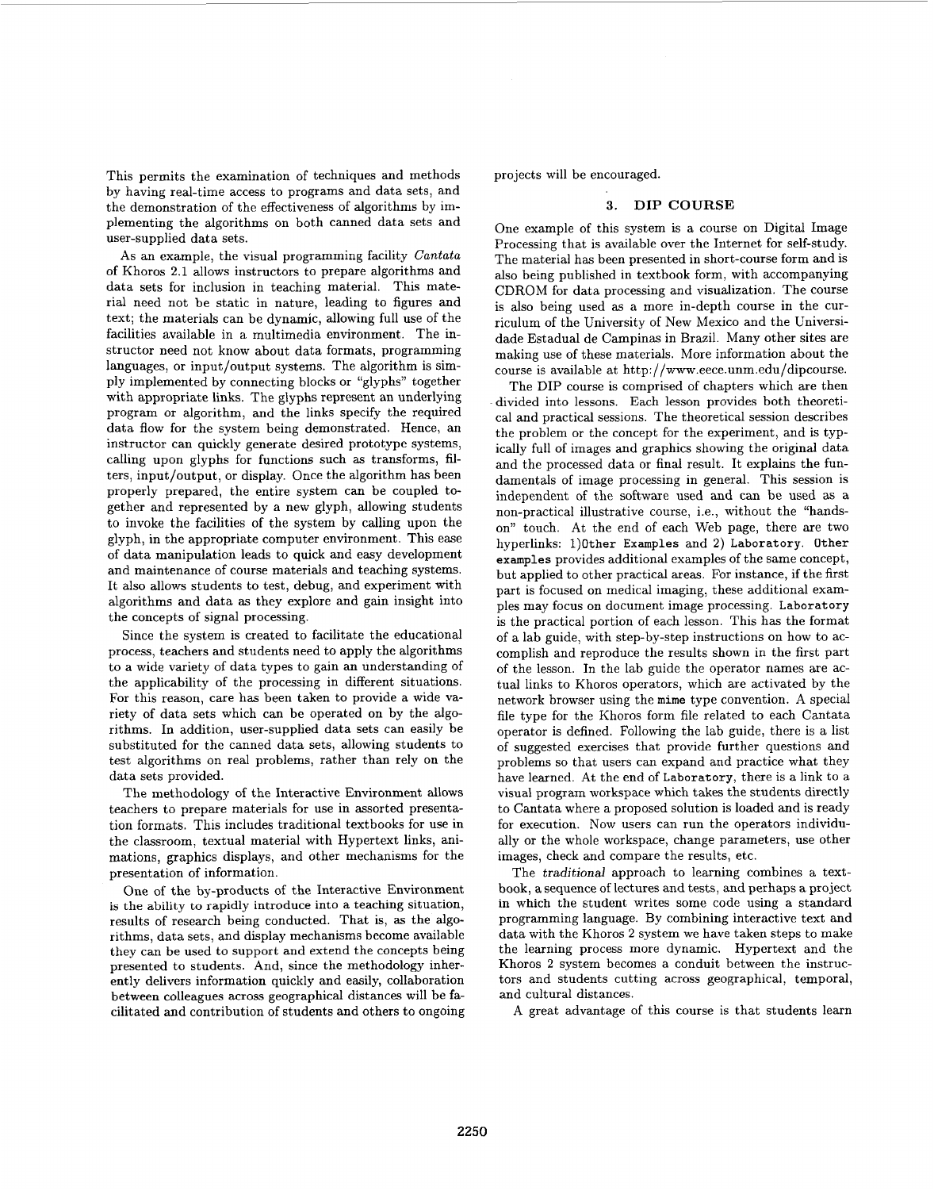This permits the examination of techniques and methods by having real-time access to programs and data sets, and the demonstration of the effectiveness of algorithms by implementing the algorithms on both canned data sets and user-supplied data sets.

As an example, the visual programming facility *Cantata* of Khoros 2.1 allows instructors to prepare algorithms and data sets for inclusion in teaching material. This material need not be static in nature, leading to figures and text; the materials can be dynamic, allowing full use of the facilities available in a multimedia environment. The instructor need not know about data formats, programming languages, or input/output systems. The algorithm is simply implemented by connecting blocks or "glyphs" together with appropriate links. The glyphs represent an underlying program or algorithm, and the links specify the required data flow for the system being demonstrated. Hence, an instructor can quickly generate desired prototype systems, calling upon glyphs for functions such as transforms, filters, input/output, or display. Once the algorithm has been properly prepared, the entire system can be coupled together and represented by a new glyph, allowing students to invoke the facilities of the system by calling upon the glyph, in the appropriate computer environment. This ease of data manipulation leads to quick and easy development and maintenance of course materials and teaching systems. It also allows students to test, debug, and experiment with algorithms and data as they explore and gain insight into the concepts of signal processing.

Since the system is created to facilitate the educational process, teachers and students need to apply the algorithms to a wide variety of data types to gain an understanding of the applicability of the processing in different situations. For this reason, care has been taken to provide a wide variety of data sets which can be operated on by the algorithms. In addition, user-supplied data sets can easily be substituted for the canned data sets, allowing students to test algorithms on real problems, rather than rely on the data sets provided.

The methodology of the Interactive Environment allows teachers to prepare materials for use in assorted presentation formats. This includes traditional textbooks for use in the classroom, textual material with Hypertext links, animations, graphics displays, and other mechanisms for the presentation of information.

One of the by-products of the Interactive Environment is the ability to rapidly introduce into a teaching situation, results of research being conducted. That is, as the algorithms, data sets, and display mechanisms become available they can be used to support and extend the concepts being presented to students. And, since the methodology inherently delivers information quickly and easily, collaboration between colleagues across geographical distances will be facilitated and contribution of students and others to ongoing projects will be encouraged.

## 3. DIP COURSE

One example of this system is a course on Digital Image Processing that is available over the Internet for self-study. The material has been presented in short-course form and is also being published in textbook form, with accompanying CDROM for data processing and visualization. The course is also being used as a more in-depth course in the curriculum of the University of New Mexico and the Universidade Estadual de Campinas in Brazil. Many other sites are making use of these materials. More information about the course is available at http://www.eece.unm.edu/dipcourse.

The DIP course is comprised of chapters which are then divided into lessons. Each lesson provides both theoretical and practical sessions. The theoretical session describes the problem or the concept for the experiment, and is typically full of images and graphics showing the original data and the processed data or final result. It explains the fundamentals of image processing in general. This session is independent of the software used and can be used as a non-practical illustrative course, i.e., without the "hands-on" touch. At the end of each Web page, there are two hyperlinks: 1)`Other Examples` and 2) `Laboratory`. `Other examples` provides additional examples of the same concept, but applied to other practical areas. For instance, if the first part is focused on medical imaging, these additional examples may focus on document image processing. `Laboratory` is the practical portion of each lesson. This has the format of a lab guide, with step-by-step instructions on how to accomplish and reproduce the results shown in the first part of the lesson. In the lab guide the operator names are actual links to Khoros operators, which are activated by the network browser using the `mime` type convention. A special file type for the Khoros form file related to each Cantata operator is defined. Following the lab guide, there is a list of suggested exercises that provide further questions and problems so that users can expand and practice what they have learned. At the end of `Laboratory`, there is a link to a visual program workspace which takes the students directly to Cantata where a proposed solution is loaded and is ready for execution. Now users can run the operators individually or the whole workspace, change parameters, use other images, check and compare the results, etc.

The *traditional* approach to learning combines a textbook, a sequence of lectures and tests, and perhaps a project in which the student writes some code using a standard programming language. By combining interactive text and data with the Khoros 2 system we have taken steps to make the learning process more dynamic. Hypertext and the Khoros 2 system becomes a conduit between the instructors and students cutting across geographical, temporal, and cultural distances.

A great advantage of this course is that students learn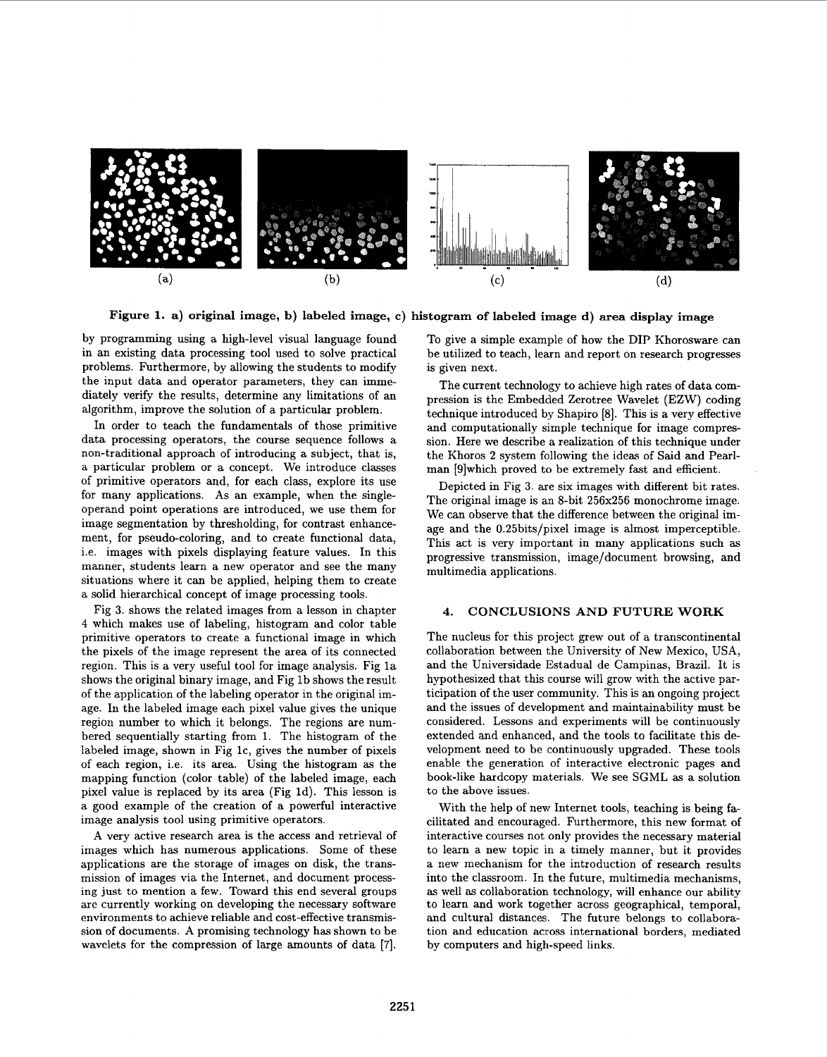**Figure 1. a) original image, b) labeled image, c) histogram of labeled image d) area display image**

by programming using a high-level visual language found in an existing data processing tool used to solve practical problems. Furthermore, by allowing the students to modify the input data and operator parameters, they can immediately verify the results, determine any limitations of an algorithm, improve the solution of a particular problem.

In order to teach the fundamentals of those primitive data processing operators, the course sequence follows a non-traditional approach of introducing a subject, that is, a particular problem or a concept. We introduce classes of primitive operators and, for each class, explore its use for many applications. As an example, when the single-operand point operations are introduced, we use them for image segmentation by thresholding, for contrast enhancement, for pseudo-coloring, and to create functional data, i.e. images with pixels displaying feature values. In this manner, students learn a new operator and see the many situations where it can be applied, helping them to create a solid hierarchical concept of image processing tools.

Fig 3. shows the related images from a lesson in chapter 4 which makes use of labeling, histogram and color table primitive operators to create a functional image in which the pixels of the image represent the area of its connected region. This is a very useful tool for image analysis. Fig 1a shows the original binary image, and Fig 1b shows the result of the application of the labeling operator in the original image. In the labeled image each pixel value gives the unique region number to which it belongs. The regions are numbered sequentially starting from 1. The histogram of the labeled image, shown in Fig 1c, gives the number of pixels of each region, i.e. its area. Using the histogram as the mapping function (color table) of the labeled image, each pixel value is replaced by its area (Fig 1d). This lesson is a good example of the creation of a powerful interactive image analysis tool using primitive operators.

A very active research area is the access and retrieval of images which has numerous applications. Some of these applications are the storage of images on disk, the transmission of images via the Internet, and document processing just to mention a few. Toward this end several groups are currently working on developing the necessary software environments to achieve reliable and cost-effective transmission of documents. A promising technology has shown to be wavelets for the compression of large amounts of data [7]. To give a simple example of how the DIP Khorosware can be utilized to teach, learn and report on research progresses is given next.

The current technology to achieve high rates of data compression is the Embedded Zerotree Wavelet (EZW) coding technique introduced by Shapiro [8]. This is a very effective and computationally simple technique for image compression. Here we describe a realization of this technique under the Khoros 2 system following the ideas of Said and Pearlman [9]which proved to be extremely fast and efficient.

Depicted in Fig 3. are six images with different bit rates. The original image is an 8-bit 256x256 monochrome image. We can observe that the difference between the original image and the 0.25bits/pixel image is almost imperceptible. This act is very important in many applications such as progressive transmission, image/document browsing, and multimedia applications.

## 4. CONCLUSIONS AND FUTURE WORK

The nucleus for this project grew out of a transcontinental collaboration between the University of New Mexico, USA, and the Universidade Estadual de Campinas, Brazil. It is hypothesized that this course will grow with the active participation of the user community. This is an ongoing project and the issues of development and maintainability must be considered. Lessons and experiments will be continuously extended and enhanced, and the tools to facilitate this development need to be continuously upgraded. These tools enable the generation of interactive electronic pages and book-like hardcopy materials. We see SGML as a solution to the above issues.

With the help of new Internet tools, teaching is being facilitated and encouraged. Furthermore, this new format of interactive courses not only provides the necessary material to learn a new topic in a timely manner, but it provides a new mechanism for the introduction of research results into the classroom. In the future, multimedia mechanisms, as well as collaboration technology, will enhance our ability to learn and work together across geographical, temporal, and cultural distances. The future belongs to collaboration and education across international borders, mediated by computers and high-speed links.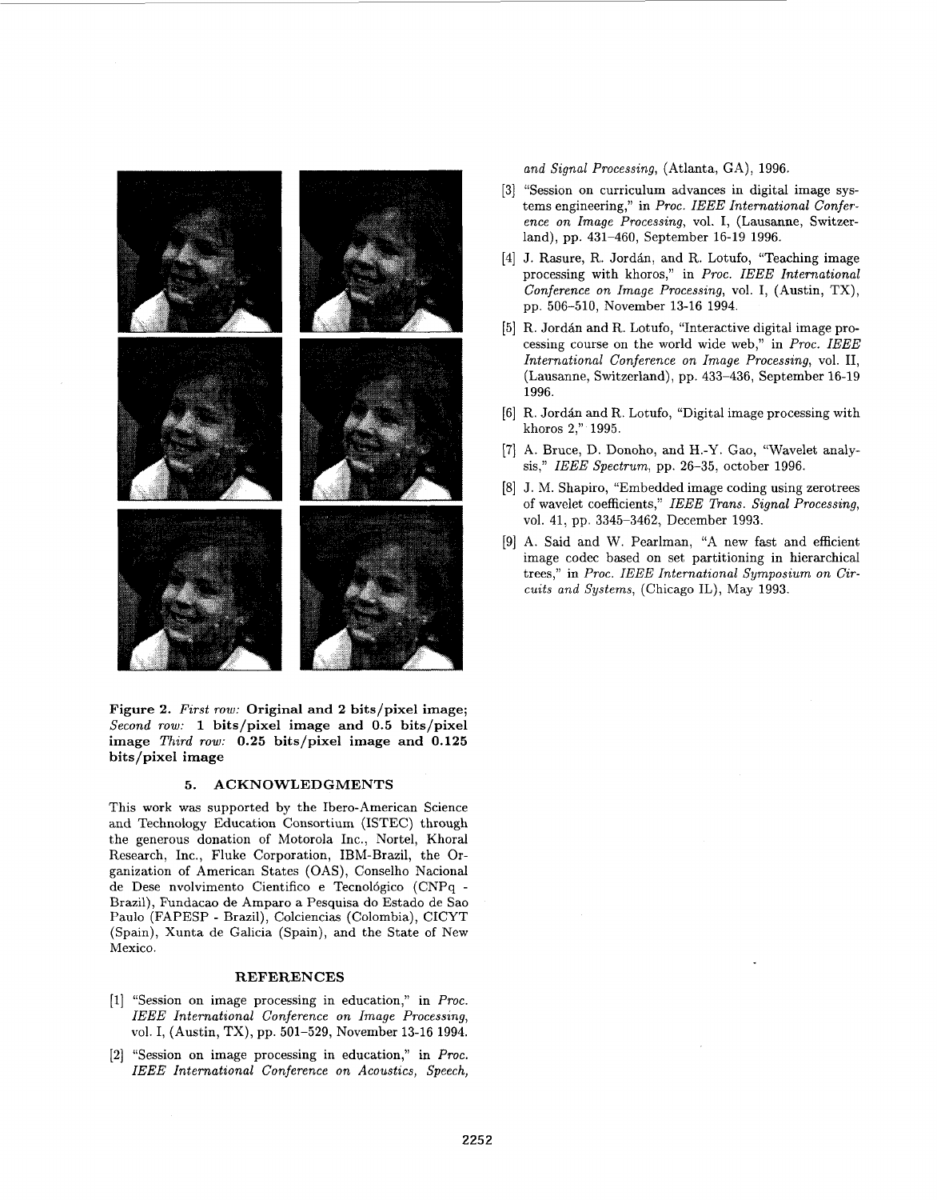**Figure 2.** *First row:* **Original and 2 bits/pixel image;** *Second row:* **1 bits/pixel image and 0.5 bits/pixel image** *Third row:* **0.25 bits/pixel image and 0.125 bits/pixel image**

## 5. ACKNOWLEDGMENTS

This work was supported by the Ibero-American Science and Technology Education Consortium (ISTEC) through the generous donation of Motorola Inc., Nortel, Khoral Research, Inc., Fluke Corporation, IBM-Brazil, the Organization of American States (OAS), Conselho Nacional de Dese nvolvimento Cientifico e Tecnológico (CNPq - Brazil), Fundacao de Amparo a Pesquisa do Estado de Sao Paulo (FAPESP - Brazil), Colciencias (Colombia), CICYT (Spain), Xunta de Galicia (Spain), and the State of New Mexico.

## REFERENCES

[1] "Session on image processing in education," in *Proc. IEEE International Conference on Image Processing*, vol. I, (Austin, TX), pp. 501–529, November 13-16 1994.

[2] "Session on image processing in education," in *Proc. IEEE International Conference on Acoustics, Speech, and Signal Processing*, (Atlanta, GA), 1996.

[3] "Session on curriculum advances in digital image systems engineering," in *Proc. IEEE International Conference on Image Processing*, vol. I, (Lausanne, Switzerland), pp. 431–460, September 16-19 1996.

[4] J. Rasure, R. Jordán, and R. Lotufo, "Teaching image processing with khoros," in *Proc. IEEE International Conference on Image Processing*, vol. I, (Austin, TX), pp. 506–510, November 13-16 1994.

[5] R. Jordán and R. Lotufo, "Interactive digital image processing course on the world wide web," in *Proc. IEEE International Conference on Image Processing*, vol. II, (Lausanne, Switzerland), pp. 433–436, September 16-19 1996.

[6] R. Jordán and R. Lotufo, "Digital image processing with khoros 2," 1995.

[7] A. Bruce, D. Donoho, and H.-Y. Gao, "Wavelet analysis," *IEEE Spectrum*, pp. 26–35, october 1996.

[8] J. M. Shapiro, "Embedded image coding using zerotrees of wavelet coefficients," *IEEE Trans. Signal Processing*, vol. 41, pp. 3345–3462, December 1993.

[9] A. Said and W. Pearlman, "A new fast and efficient image codec based on set partitioning in hierarchical trees," in *Proc. IEEE International Symposium on Circuits and Systems*, (Chicago IL), May 1993.